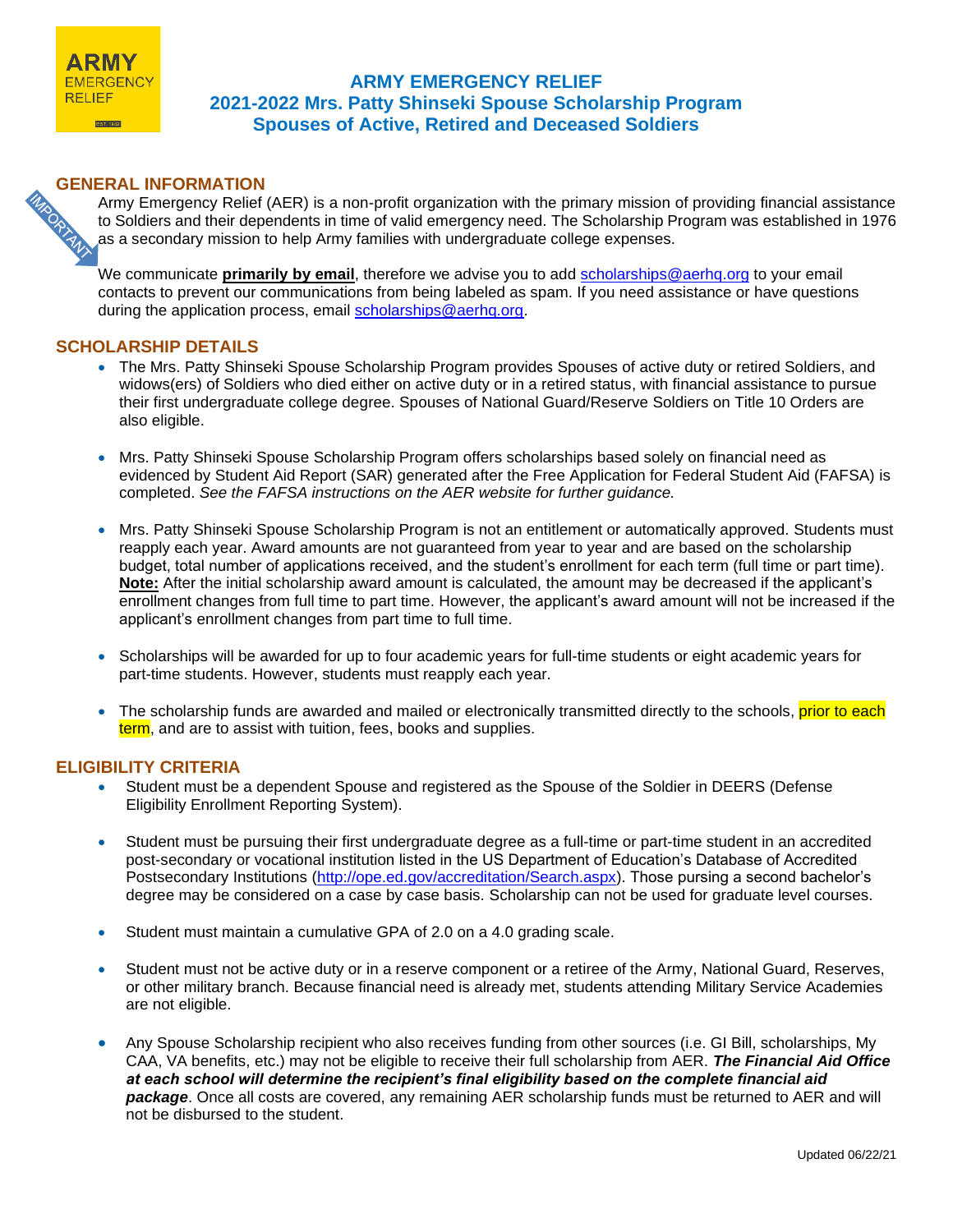ARMY EMERGENCY RELIEF

# ARMY EMERGENCY RELIEF
# 2021-2022 Mrs. Patty Shinseki Spouse Scholarship Program
# Spouses of Active, Retired and Deceased Soldiers

## GENERAL INFORMATION

IMPORTANT

Army Emergency Relief (AER) is a non-profit organization with the primary mission of providing financial assistance to Soldiers and their dependents in time of valid emergency need. The Scholarship Program was established in 1976 as a secondary mission to help Army families with undergraduate college expenses.

We communicate **primarily by email**, therefore we advise you to add scholarships@aerhq.org to your email contacts to prevent our communications from being labeled as spam. If you need assistance or have questions during the application process, email scholarships@aerhq.org.

## SCHOLARSHIP DETAILS

- The Mrs. Patty Shinseki Spouse Scholarship Program provides Spouses of active duty or retired Soldiers, and widows(ers) of Soldiers who died either on active duty or in a retired status, with financial assistance to pursue their first undergraduate college degree. Spouses of National Guard/Reserve Soldiers on Title 10 Orders are also eligible.
- Mrs. Patty Shinseki Spouse Scholarship Program offers scholarships based solely on financial need as evidenced by Student Aid Report (SAR) generated after the Free Application for Federal Student Aid (FAFSA) is completed. *See the FAFSA instructions on the AER website for further guidance.*
- Mrs. Patty Shinseki Spouse Scholarship Program is not an entitlement or automatically approved. Students must reapply each year. Award amounts are not guaranteed from year to year and are based on the scholarship budget, total number of applications received, and the student's enrollment for each term (full time or part time). **Note:** After the initial scholarship award amount is calculated, the amount may be decreased if the applicant's enrollment changes from full time to part time. However, the applicant's award amount will not be increased if the applicant's enrollment changes from part time to full time.
- Scholarships will be awarded for up to four academic years for full-time students or eight academic years for part-time students. However, students must reapply each year.
- The scholarship funds are awarded and mailed or electronically transmitted directly to the schools, prior to each term, and are to assist with tuition, fees, books and supplies.

## ELIGIBILITY CRITERIA

- Student must be a dependent Spouse and registered as the Spouse of the Soldier in DEERS (Defense Eligibility Enrollment Reporting System).
- Student must be pursuing their first undergraduate degree as a full-time or part-time student in an accredited post-secondary or vocational institution listed in the US Department of Education's Database of Accredited Postsecondary Institutions (http://ope.ed.gov/accreditation/Search.aspx). Those pursuing a second bachelor's degree may be considered on a case by case basis. Scholarship can not be used for graduate level courses.
- Student must maintain a cumulative GPA of 2.0 on a 4.0 grading scale.
- Student must not be active duty or in a reserve component or a retiree of the Army, National Guard, Reserves, or other military branch. Because financial need is already met, students attending Military Service Academies are not eligible.
- Any Spouse Scholarship recipient who also receives funding from other sources (i.e. GI Bill, scholarships, My CAA, VA benefits, etc.) may not be eligible to receive their full scholarship from AER. ***The Financial Aid Office at each school will determine the recipient's final eligibility based on the complete financial aid package***. Once all costs are covered, any remaining AER scholarship funds must be returned to AER and will not be disbursed to the student.

Updated 06/22/21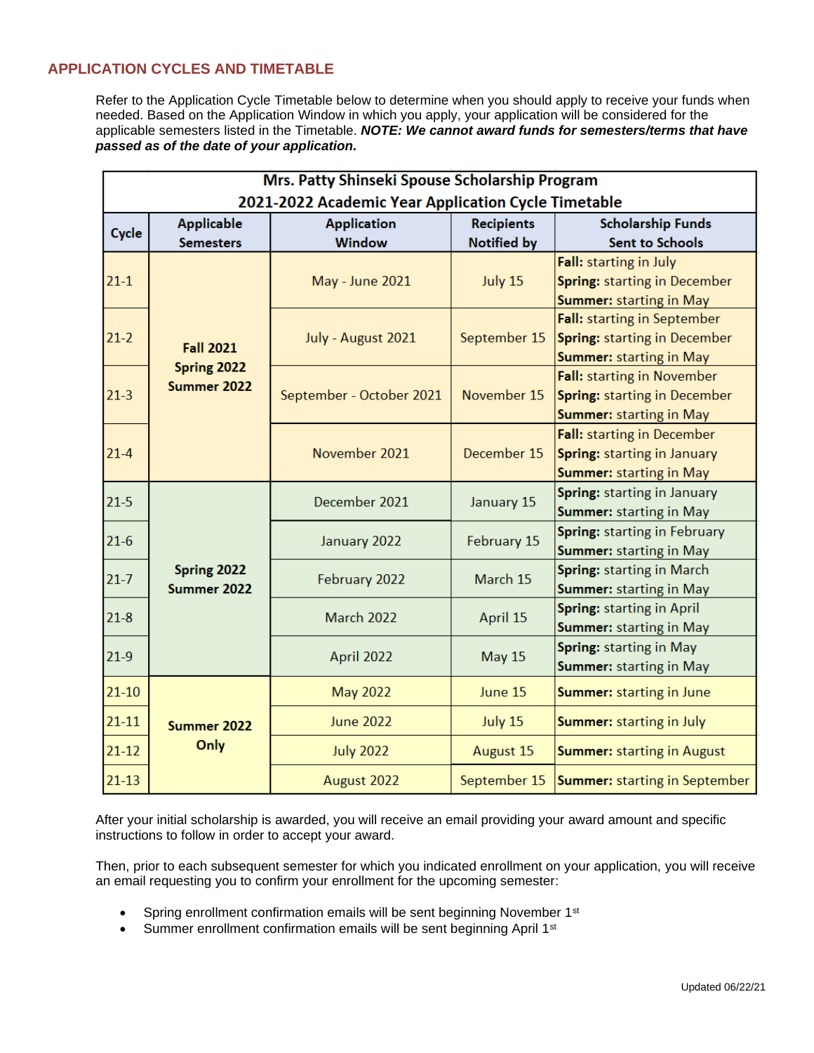## APPLICATION CYCLES AND TIMETABLE

Refer to the Application Cycle Timetable below to determine when you should apply to receive your funds when needed. Based on the Application Window in which you apply, your application will be considered for the applicable semesters listed in the Timetable. ***NOTE: We cannot award funds for semesters/terms that have passed as of the date of your application.***

**Mrs. Patty Shinseki Spouse Scholarship Program**
**2021-2022 Academic Year Application Cycle Timetable**

| Cycle | Applicable Semesters | Application Window | Recipients Notified by | Scholarship Funds Sent to Schools |
|---|---|---|---|---|
| 21-1 | Fall 2021 Spring 2022 Summer 2022 | May - June 2021 | July 15 | **Fall:** starting in July<br>**Spring:** starting in December<br>**Summer:** starting in May |
| 21-2 | | July - August 2021 | September 15 | **Fall:** starting in September<br>**Spring:** starting in December<br>**Summer:** starting in May |
| 21-3 | | September - October 2021 | November 15 | **Fall:** starting in November<br>**Spring:** starting in December<br>**Summer:** starting in May |
| 21-4 | | November 2021 | December 15 | **Fall:** starting in December<br>**Spring:** starting in January<br>**Summer:** starting in May |
| 21-5 | Spring 2022 Summer 2022 | December 2021 | January 15 | **Spring:** starting in January<br>**Summer:** starting in May |
| 21-6 | | January 2022 | February 15 | **Spring:** starting in February<br>**Summer:** starting in May |
| 21-7 | | February 2022 | March 15 | **Spring:** starting in March<br>**Summer:** starting in May |
| 21-8 | | March 2022 | April 15 | **Spring:** starting in April<br>**Summer:** starting in May |
| 21-9 | | April 2022 | May 15 | **Spring:** starting in May<br>**Summer:** starting in May |
| 21-10 | Summer 2022 Only | May 2022 | June 15 | **Summer:** starting in June |
| 21-11 | | June 2022 | July 15 | **Summer:** starting in July |
| 21-12 | | July 2022 | August 15 | **Summer:** starting in August |
| 21-13 | | August 2022 | September 15 | **Summer:** starting in September |

After your initial scholarship is awarded, you will receive an email providing your award amount and specific instructions to follow in order to accept your award.

Then, prior to each subsequent semester for which you indicated enrollment on your application, you will receive an email requesting you to confirm your enrollment for the upcoming semester:

- Spring enrollment confirmation emails will be sent beginning November 1st
- Summer enrollment confirmation emails will be sent beginning April 1st

Updated 06/22/21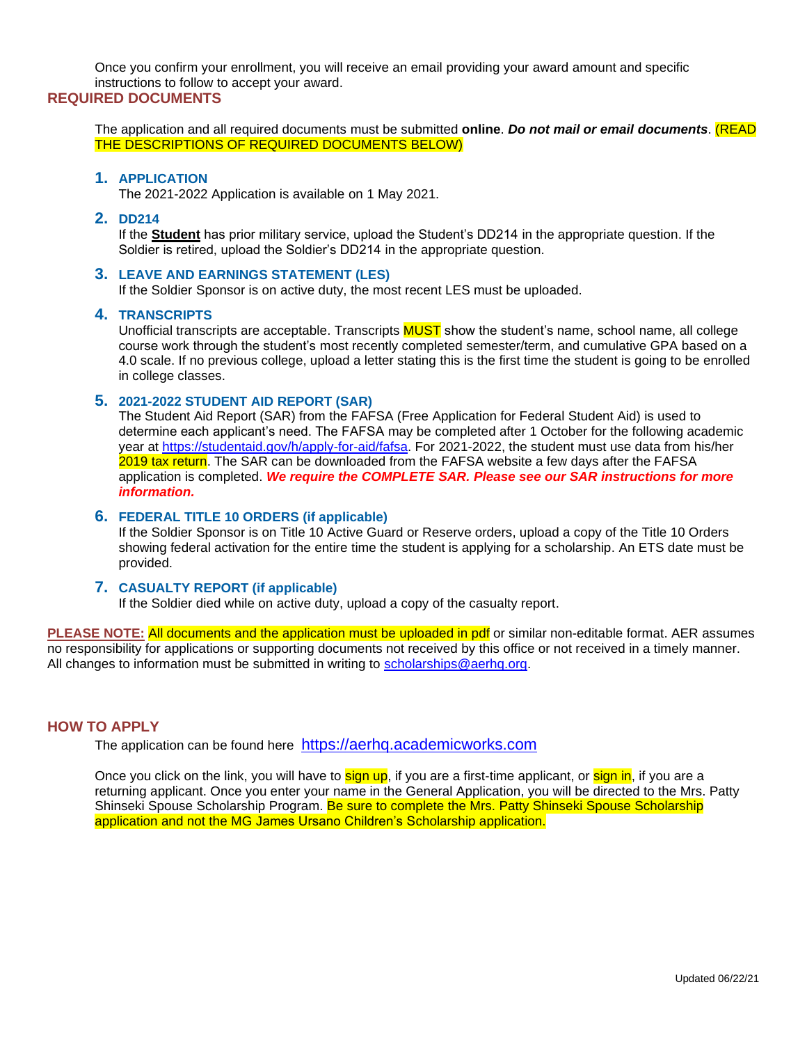Once you confirm your enrollment, you will receive an email providing your award amount and specific instructions to follow to accept your award.

## REQUIRED DOCUMENTS

The application and all required documents must be submitted **online**. ***Do not mail or email documents***. (READ THE DESCRIPTIONS OF REQUIRED DOCUMENTS BELOW)

1. **APPLICATION**
   The 2021-2022 Application is available on 1 May 2021.

2. **DD214**
   If the **Student** has prior military service, upload the Student's DD214 in the appropriate question. If the Soldier is retired, upload the Soldier's DD214 in the appropriate question.

3. **LEAVE AND EARNINGS STATEMENT (LES)**
   If the Soldier Sponsor is on active duty, the most recent LES must be uploaded.

4. **TRANSCRIPTS**
   Unofficial transcripts are acceptable. Transcripts MUST show the student's name, school name, all college course work through the student's most recently completed semester/term, and cumulative GPA based on a 4.0 scale. If no previous college, upload a letter stating this is the first time the student is going to be enrolled in college classes.

5. **2021-2022 STUDENT AID REPORT (SAR)**
   The Student Aid Report (SAR) from the FAFSA (Free Application for Federal Student Aid) is used to determine each applicant's need. The FAFSA may be completed after 1 October for the following academic year at https://studentaid.gov/h/apply-for-aid/fafsa. For 2021-2022, the student must use data from his/her 2019 tax return. The SAR can be downloaded from the FAFSA website a few days after the FAFSA application is completed. ***We require the COMPLETE SAR. Please see our SAR instructions for more information.***

6. **FEDERAL TITLE 10 ORDERS (if applicable)**
   If the Soldier Sponsor is on Title 10 Active Guard or Reserve orders, upload a copy of the Title 10 Orders showing federal activation for the entire time the student is applying for a scholarship. An ETS date must be provided.

7. **CASUALTY REPORT (if applicable)**
   If the Soldier died while on active duty, upload a copy of the casualty report.

**PLEASE NOTE:** All documents and the application must be uploaded in pdf or similar non-editable format. AER assumes no responsibility for applications or supporting documents not received by this office or not received in a timely manner. All changes to information must be submitted in writing to scholarships@aerhq.org.

## HOW TO APPLY

The application can be found here https://aerhq.academicworks.com

Once you click on the link, you will have to sign up, if you are a first-time applicant, or sign in, if you are a returning applicant. Once you enter your name in the General Application, you will be directed to the Mrs. Patty Shinseki Spouse Scholarship Program. Be sure to complete the Mrs. Patty Shinseki Spouse Scholarship application and not the MG James Ursano Children's Scholarship application.

Updated 06/22/21